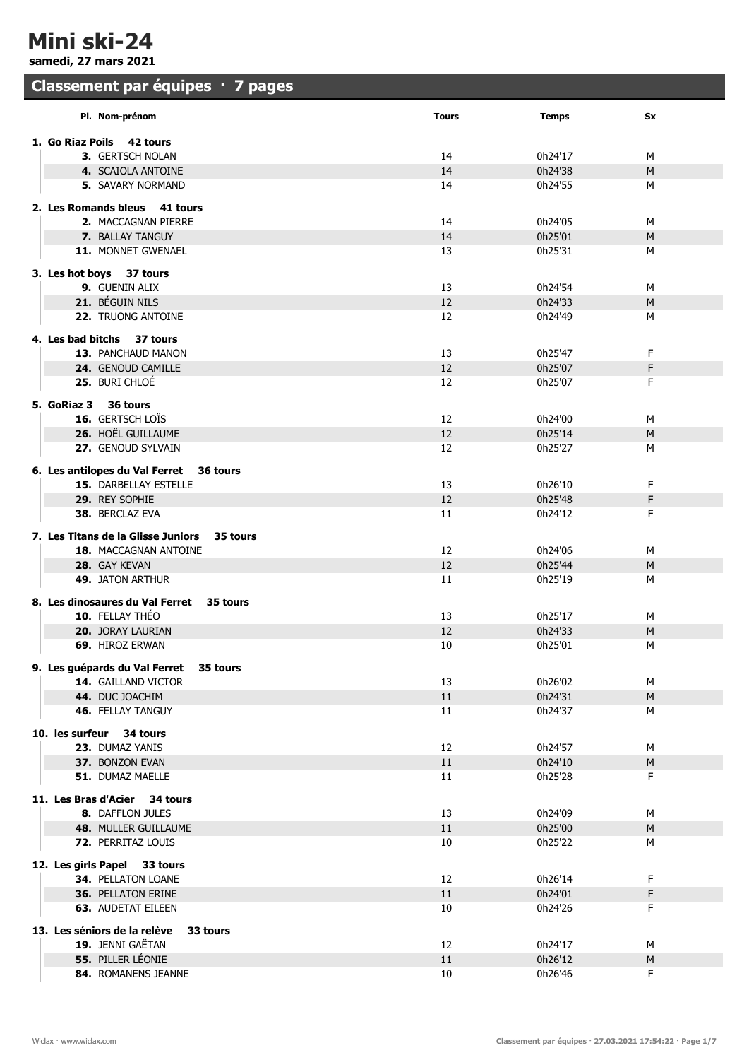# Mini ski-24

**samedi, 27 mars 2021**

## Classement par équipes · 7 pages

| Pl. Nom-prénom | Tours | Temps | Sx |
|---|---|---|---|
| **1. Go Riaz Poils 42 tours** | | | |
| **3.** GERTSCH NOLAN | 14 | 0h24'17 | M |
| **4.** SCAIOLA ANTOINE | 14 | 0h24'38 | M |
| **5.** SAVARY NORMAND | 14 | 0h24'55 | M |
| **2. Les Romands bleus 41 tours** | | | |
| **2.** MACCAGNAN PIERRE | 14 | 0h24'05 | M |
| **7.** BALLAY TANGUY | 14 | 0h25'01 | M |
| **11.** MONNET GWENAEL | 13 | 0h25'31 | M |
| **3. Les hot boys 37 tours** | | | |
| **9.** GUENIN ALIX | 13 | 0h24'54 | M |
| **21.** BÉGUIN NILS | 12 | 0h24'33 | M |
| **22.** TRUONG ANTOINE | 12 | 0h24'49 | M |
| **4. Les bad bitchs 37 tours** | | | |
| **13.** PANCHAUD MANON | 13 | 0h25'47 | F |
| **24.** GENOUD CAMILLE | 12 | 0h25'07 | F |
| **25.** BURI CHLOÉ | 12 | 0h25'07 | F |
| **5. GoRiaz 3 36 tours** | | | |
| **16.** GERTSCH LOÏS | 12 | 0h24'00 | M |
| **26.** HOËL GUILLAUME | 12 | 0h25'14 | M |
| **27.** GENOUD SYLVAIN | 12 | 0h25'27 | M |
| **6. Les antilopes du Val Ferret 36 tours** | | | |
| **15.** DARBELLAY ESTELLE | 13 | 0h26'10 | F |
| **29.** REY SOPHIE | 12 | 0h25'48 | F |
| **38.** BERCLAZ EVA | 11 | 0h24'12 | F |
| **7. Les Titans de la Glisse Juniors 35 tours** | | | |
| **18.** MACCAGNAN ANTOINE | 12 | 0h24'06 | M |
| **28.** GAY KEVAN | 12 | 0h25'44 | M |
| **49.** JATON ARTHUR | 11 | 0h25'19 | M |
| **8. Les dinosaures du Val Ferret 35 tours** | | | |
| **10.** FELLAY THÉO | 13 | 0h25'17 | M |
| **20.** JORAY LAURIAN | 12 | 0h24'33 | M |
| **69.** HIROZ ERWAN | 10 | 0h25'01 | M |
| **9. Les guépards du Val Ferret 35 tours** | | | |
| **14.** GAILLAND VICTOR | 13 | 0h26'02 | M |
| **44.** DUC JOACHIM | 11 | 0h24'31 | M |
| **46.** FELLAY TANGUY | 11 | 0h24'37 | M |
| **10. les surfeur 34 tours** | | | |
| **23.** DUMAZ YANIS | 12 | 0h24'57 | M |
| **37.** BONZON EVAN | 11 | 0h24'10 | M |
| **51.** DUMAZ MAELLE | 11 | 0h25'28 | F |
| **11. Les Bras d'Acier 34 tours** | | | |
| **8.** DAFFLON JULES | 13 | 0h24'09 | M |
| **48.** MULLER GUILLAUME | 11 | 0h25'00 | M |
| **72.** PERRITAZ LOUIS | 10 | 0h25'22 | M |
| **12. Les girls Papel 33 tours** | | | |
| **34.** PELLATON LOANE | 12 | 0h26'14 | F |
| **36.** PELLATON ERINE | 11 | 0h24'01 | F |
| **63.** AUDETAT EILEEN | 10 | 0h24'26 | F |
| **13. Les séniors de la relève 33 tours** | | | |
| **19.** JENNI GAËTAN | 12 | 0h24'17 | M |
| **55.** PILLER LÉONIE | 11 | 0h26'12 | M |
| **84.** ROMANENS JEANNE | 10 | 0h26'46 | F |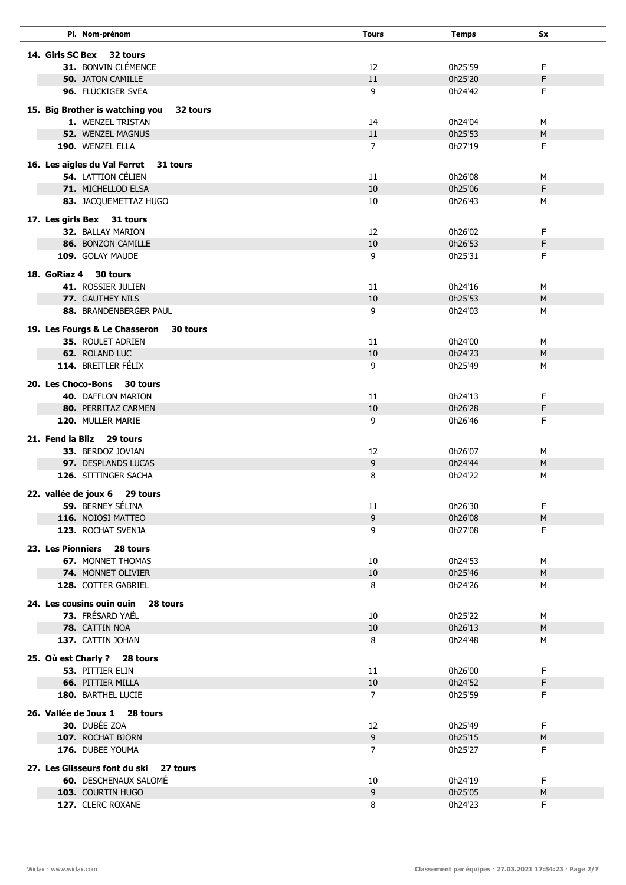| Pl. Nom-prénom | Tours | Temps | Sx |
|---|---|---|---|
| **14. Girls SC Bex 32 tours** | | | |
| **31.** BONVIN CLÉMENCE | 12 | 0h25'59 | F |
| **50.** JATON CAMILLE | 11 | 0h25'20 | F |
| **96.** FLÜCKIGER SVEA | 9 | 0h24'42 | F |
| **15. Big Brother is watching you 32 tours** | | | |
| **1.** WENZEL TRISTAN | 14 | 0h24'04 | M |
| **52.** WENZEL MAGNUS | 11 | 0h25'53 | M |
| **190.** WENZEL ELLA | 7 | 0h27'19 | F |
| **16. Les aigles du Val Ferret 31 tours** | | | |
| **54.** LATTION CÉLIEN | 11 | 0h26'08 | M |
| **71.** MICHELLOD ELSA | 10 | 0h25'06 | F |
| **83.** JACQUEMETTAZ HUGO | 10 | 0h26'43 | M |
| **17. Les girls Bex 31 tours** | | | |
| **32.** BALLAY MARION | 12 | 0h26'02 | F |
| **86.** BONZON CAMILLE | 10 | 0h26'53 | F |
| **109.** GOLAY MAUDE | 9 | 0h25'31 | F |
| **18. GoRiaz 4 30 tours** | | | |
| **41.** ROSSIER JULIEN | 11 | 0h24'16 | M |
| **77.** GAUTHEY NILS | 10 | 0h25'53 | M |
| **88.** BRANDENBERGER PAUL | 9 | 0h24'03 | M |
| **19. Les Fourgs & Le Chasseron 30 tours** | | | |
| **35.** ROULET ADRIEN | 11 | 0h24'00 | M |
| **62.** ROLAND LUC | 10 | 0h24'23 | M |
| **114.** BREITLER FÉLIX | 9 | 0h25'49 | M |
| **20. Les Choco-Bons 30 tours** | | | |
| **40.** DAFFLON MARION | 11 | 0h24'13 | F |
| **80.** PERRITAZ CARMEN | 10 | 0h26'28 | F |
| **120.** MULLER MARIE | 9 | 0h26'46 | F |
| **21. Fend la Bliz 29 tours** | | | |
| **33.** BERDOZ JOVIAN | 12 | 0h26'07 | M |
| **97.** DESPLANDS LUCAS | 9 | 0h24'44 | M |
| **126.** SITTINGER SACHA | 8 | 0h24'22 | M |
| **22. vallée de joux 6 29 tours** | | | |
| **59.** BERNEY SÉLINA | 11 | 0h26'30 | F |
| **116.** NOIOSI MATTEO | 9 | 0h26'08 | M |
| **123.** ROCHAT SVENJA | 9 | 0h27'08 | F |
| **23. Les Pionniers 28 tours** | | | |
| **67.** MONNET THOMAS | 10 | 0h24'53 | M |
| **74.** MONNET OLIVIER | 10 | 0h25'46 | M |
| **128.** COTTER GABRIEL | 8 | 0h24'26 | M |
| **24. Les cousins ouin ouin 28 tours** | | | |
| **73.** FRÉSARD YAËL | 10 | 0h25'22 | M |
| **78.** CATTIN NOA | 10 | 0h26'13 | M |
| **137.** CATTIN JOHAN | 8 | 0h24'48 | M |
| **25. Où est Charly ? 28 tours** | | | |
| **53.** PITTIER ELIN | 11 | 0h26'00 | F |
| **66.** PITTIER MILLA | 10 | 0h24'52 | F |
| **180.** BARTHEL LUCIE | 7 | 0h25'59 | F |
| **26. Vallée de Joux 1 28 tours** | | | |
| **30.** DUBÉE ZOA | 12 | 0h25'49 | F |
| **107.** ROCHAT BJÖRN | 9 | 0h25'15 | M |
| **176.** DUBEE YOUMA | 7 | 0h25'27 | F |
| **27. Les Glisseurs font du ski 27 tours** | | | |
| **60.** DESCHENAUX SALOMÉ | 10 | 0h24'19 | F |
| **103.** COURTIN HUGO | 9 | 0h25'05 | M |
| **127.** CLERC ROXANE | 8 | 0h24'23 | F |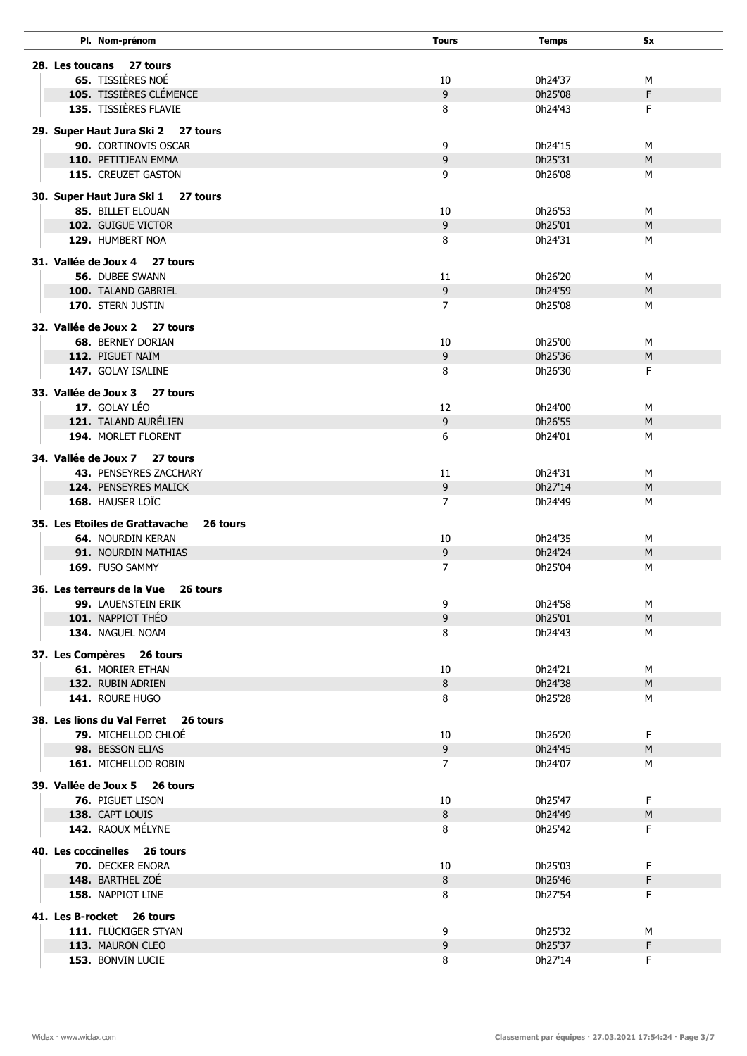| Pl. Nom-prénom | Tours | Temps | Sx |
|---|---|---|---|
| **28. Les toucans 27 tours** | | | |
| **65.** TISSIÈRES NOÉ | 10 | 0h24'37 | M |
| **105.** TISSIÈRES CLÉMENCE | 9 | 0h25'08 | F |
| **135.** TISSIÈRES FLAVIE | 8 | 0h24'43 | F |
| **29. Super Haut Jura Ski 2 27 tours** | | | |
| **90.** CORTINOVIS OSCAR | 9 | 0h24'15 | M |
| **110.** PETITJEAN EMMA | 9 | 0h25'31 | M |
| **115.** CREUZET GASTON | 9 | 0h26'08 | M |
| **30. Super Haut Jura Ski 1 27 tours** | | | |
| **85.** BILLET ELOUAN | 10 | 0h26'53 | M |
| **102.** GUIGUE VICTOR | 9 | 0h25'01 | M |
| **129.** HUMBERT NOA | 8 | 0h24'31 | M |
| **31. Vallée de Joux 4 27 tours** | | | |
| **56.** DUBEE SWANN | 11 | 0h26'20 | M |
| **100.** TALAND GABRIEL | 9 | 0h24'59 | M |
| **170.** STERN JUSTIN | 7 | 0h25'08 | M |
| **32. Vallée de Joux 2 27 tours** | | | |
| **68.** BERNEY DORIAN | 10 | 0h25'00 | M |
| **112.** PIGUET NAÏM | 9 | 0h25'36 | M |
| **147.** GOLAY ISALINE | 8 | 0h26'30 | F |
| **33. Vallée de Joux 3 27 tours** | | | |
| **17.** GOLAY LÉO | 12 | 0h24'00 | M |
| **121.** TALAND AURÉLIEN | 9 | 0h26'55 | M |
| **194.** MORLET FLORENT | 6 | 0h24'01 | M |
| **34. Vallée de Joux 7 27 tours** | | | |
| **43.** PENSEYRES ZACCHARY | 11 | 0h24'31 | M |
| **124.** PENSEYRES MALICK | 9 | 0h27'14 | M |
| **168.** HAUSER LOÏC | 7 | 0h24'49 | M |
| **35. Les Etoiles de Grattavache 26 tours** | | | |
| **64.** NOURDIN KERAN | 10 | 0h24'35 | M |
| **91.** NOURDIN MATHIAS | 9 | 0h24'24 | M |
| **169.** FUSO SAMMY | 7 | 0h25'04 | M |
| **36. Les terreurs de la Vue 26 tours** | | | |
| **99.** LAUENSTEIN ERIK | 9 | 0h24'58 | M |
| **101.** NAPPIOT THÉO | 9 | 0h25'01 | M |
| **134.** NAGUEL NOAM | 8 | 0h24'43 | M |
| **37. Les Compères 26 tours** | | | |
| **61.** MORIER ETHAN | 10 | 0h24'21 | M |
| **132.** RUBIN ADRIEN | 8 | 0h24'38 | M |
| **141.** ROURE HUGO | 8 | 0h25'28 | M |
| **38. Les lions du Val Ferret 26 tours** | | | |
| **79.** MICHELLOD CHLOÉ | 10 | 0h26'20 | F |
| **98.** BESSON ELIAS | 9 | 0h24'45 | M |
| **161.** MICHELLOD ROBIN | 7 | 0h24'07 | M |
| **39. Vallée de Joux 5 26 tours** | | | |
| **76.** PIGUET LISON | 10 | 0h25'47 | F |
| **138.** CAPT LOUIS | 8 | 0h24'49 | M |
| **142.** RAOUX MÉLYNE | 8 | 0h25'42 | F |
| **40. Les coccinelles 26 tours** | | | |
| **70.** DECKER ENORA | 10 | 0h25'03 | F |
| **148.** BARTHEL ZOÉ | 8 | 0h26'46 | F |
| **158.** NAPPIOT LINE | 8 | 0h27'54 | F |
| **41. Les B-rocket 26 tours** | | | |
| **111.** FLÜCKIGER STYAN | 9 | 0h25'32 | M |
| **113.** MAURON CLEO | 9 | 0h25'37 | F |
| **153.** BONVIN LUCIE | 8 | 0h27'14 | F |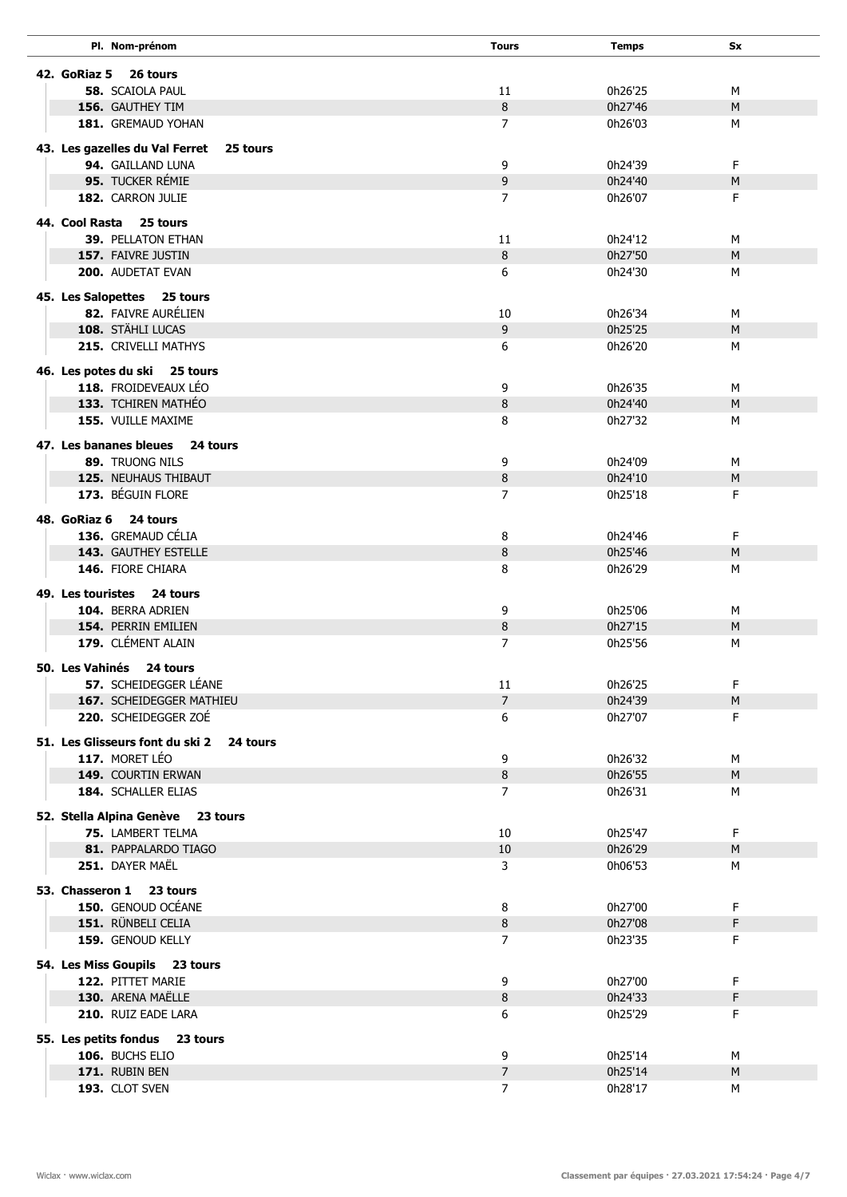| Pl. Nom-prénom | Tours | Temps | Sx |
|---|---|---|---|
| **42. GoRiaz 5 26 tours** | | | |
| **58.** SCAIOLA PAUL | 11 | 0h26'25 | M |
| **156.** GAUTHEY TIM | 8 | 0h27'46 | M |
| **181.** GREMAUD YOHAN | 7 | 0h26'03 | M |
| **43. Les gazelles du Val Ferret 25 tours** | | | |
| **94.** GAILLAND LUNA | 9 | 0h24'39 | F |
| **95.** TUCKER RÉMIE | 9 | 0h24'40 | M |
| **182.** CARRON JULIE | 7 | 0h26'07 | F |
| **44. Cool Rasta 25 tours** | | | |
| **39.** PELLATON ETHAN | 11 | 0h24'12 | M |
| **157.** FAIVRE JUSTIN | 8 | 0h27'50 | M |
| **200.** AUDETAT EVAN | 6 | 0h24'30 | M |
| **45. Les Salopettes 25 tours** | | | |
| **82.** FAIVRE AURÉLIEN | 10 | 0h26'34 | M |
| **108.** STÄHLI LUCAS | 9 | 0h25'25 | M |
| **215.** CRIVELLI MATHYS | 6 | 0h26'20 | M |
| **46. Les potes du ski 25 tours** | | | |
| **118.** FROIDEVEAUX LÉO | 9 | 0h26'35 | M |
| **133.** TCHIREN MATHÉO | 8 | 0h24'40 | M |
| **155.** VUILLE MAXIME | 8 | 0h27'32 | M |
| **47. Les bananes bleues 24 tours** | | | |
| **89.** TRUONG NILS | 9 | 0h24'09 | M |
| **125.** NEUHAUS THIBAUT | 8 | 0h24'10 | M |
| **173.** BÉGUIN FLORE | 7 | 0h25'18 | F |
| **48. GoRiaz 6 24 tours** | | | |
| **136.** GREMAUD CÉLIA | 8 | 0h24'46 | F |
| **143.** GAUTHEY ESTELLE | 8 | 0h25'46 | M |
| **146.** FIORE CHIARA | 8 | 0h26'29 | M |
| **49. Les touristes 24 tours** | | | |
| **104.** BERRA ADRIEN | 9 | 0h25'06 | M |
| **154.** PERRIN EMILIEN | 8 | 0h27'15 | M |
| **179.** CLÉMENT ALAIN | 7 | 0h25'56 | M |
| **50. Les Vahinés 24 tours** | | | |
| **57.** SCHEIDEGGER LÉANE | 11 | 0h26'25 | F |
| **167.** SCHEIDEGGER MATHIEU | 7 | 0h24'39 | M |
| **220.** SCHEIDEGGER ZOÉ | 6 | 0h27'07 | F |
| **51. Les Glisseurs font du ski 2 24 tours** | | | |
| **117.** MORET LÉO | 9 | 0h26'32 | M |
| **149.** COURTIN ERWAN | 8 | 0h26'55 | M |
| **184.** SCHALLER ELIAS | 7 | 0h26'31 | M |
| **52. Stella Alpina Genève 23 tours** | | | |
| **75.** LAMBERT TELMA | 10 | 0h25'47 | F |
| **81.** PAPPALARDO TIAGO | 10 | 0h26'29 | M |
| **251.** DAYER MAËL | 3 | 0h06'53 | M |
| **53. Chasseron 1 23 tours** | | | |
| **150.** GENOUD OCÉANE | 8 | 0h27'00 | F |
| **151.** RÜNBELI CELIA | 8 | 0h27'08 | F |
| **159.** GENOUD KELLY | 7 | 0h23'35 | F |
| **54. Les Miss Goupils 23 tours** | | | |
| **122.** PITTET MARIE | 9 | 0h27'00 | F |
| **130.** ARENA MAËLLE | 8 | 0h24'33 | F |
| **210.** RUIZ EADE LARA | 6 | 0h25'29 | F |
| **55. Les petits fondus 23 tours** | | | |
| **106.** BUCHS ELIO | 9 | 0h25'14 | M |
| **171.** RUBIN BEN | 7 | 0h25'14 | M |
| **193.** CLOT SVEN | 7 | 0h28'17 | M |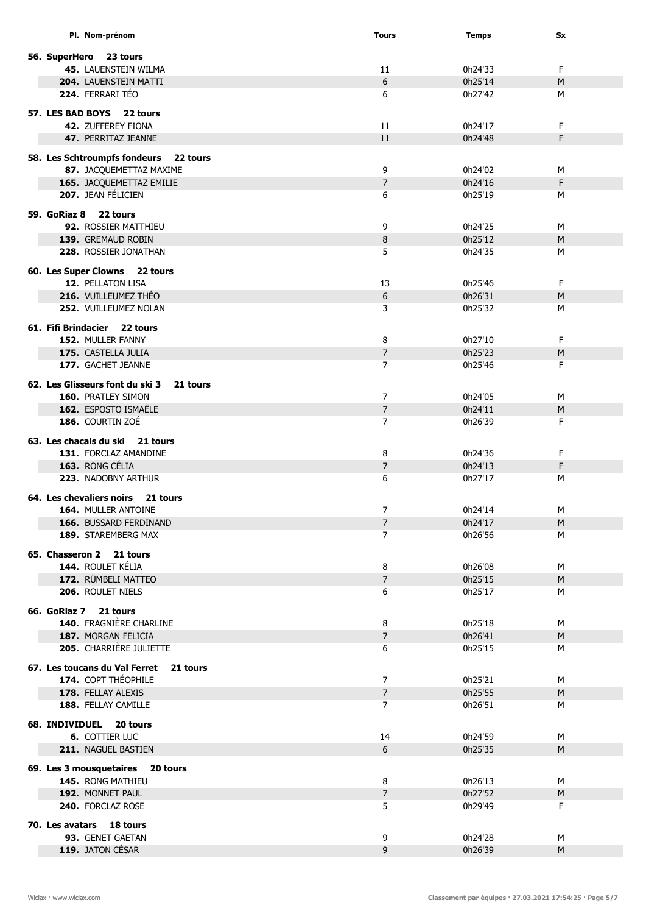| Pl. Nom-prénom | Tours | Temps | Sx |
|---|---|---|---|
| **56. SuperHero 23 tours** | | | |
| **45.** LAUENSTEIN WILMA | 11 | 0h24'33 | F |
| **204.** LAUENSTEIN MATTI | 6 | 0h25'14 | M |
| **224.** FERRARI TÉO | 6 | 0h27'42 | M |
| **57. LES BAD BOYS 22 tours** | | | |
| **42.** ZUFFEREY FIONA | 11 | 0h24'17 | F |
| **47.** PERRITAZ JEANNE | 11 | 0h24'48 | F |
| **58. Les Schtroumpfs fondeurs 22 tours** | | | |
| **87.** JACQUEMETTAZ MAXIME | 9 | 0h24'02 | M |
| **165.** JACQUEMETTAZ EMILIE | 7 | 0h24'16 | F |
| **207.** JEAN FÉLICIEN | 6 | 0h25'19 | M |
| **59. GoRiaz 8 22 tours** | | | |
| **92.** ROSSIER MATTHIEU | 9 | 0h24'25 | M |
| **139.** GREMAUD ROBIN | 8 | 0h25'12 | M |
| **228.** ROSSIER JONATHAN | 5 | 0h24'35 | M |
| **60. Les Super Clowns 22 tours** | | | |
| **12.** PELLATON LISA | 13 | 0h25'46 | F |
| **216.** VUILLEUMEZ THÉO | 6 | 0h26'31 | M |
| **252.** VUILLEUMEZ NOLAN | 3 | 0h25'32 | M |
| **61. Fifi Brindacier 22 tours** | | | |
| **152.** MULLER FANNY | 8 | 0h27'10 | F |
| **175.** CASTELLA JULIA | 7 | 0h25'23 | M |
| **177.** GACHET JEANNE | 7 | 0h25'46 | F |
| **62. Les Glisseurs font du ski 3 21 tours** | | | |
| **160.** PRATLEY SIMON | 7 | 0h24'05 | M |
| **162.** ESPOSTO ISMAËLE | 7 | 0h24'11 | M |
| **186.** COURTIN ZOÉ | 7 | 0h26'39 | F |
| **63. Les chacals du ski 21 tours** | | | |
| **131.** FORCLAZ AMANDINE | 8 | 0h24'36 | F |
| **163.** RONG CÉLIA | 7 | 0h24'13 | F |
| **223.** NADOBNY ARTHUR | 6 | 0h27'17 | M |
| **64. Les chevaliers noirs 21 tours** | | | |
| **164.** MULLER ANTOINE | 7 | 0h24'14 | M |
| **166.** BUSSARD FERDINAND | 7 | 0h24'17 | M |
| **189.** STAREMBERG MAX | 7 | 0h26'56 | M |
| **65. Chasseron 2 21 tours** | | | |
| **144.** ROULET KÉLIA | 8 | 0h26'08 | M |
| **172.** RÜMBELI MATTEO | 7 | 0h25'15 | M |
| **206.** ROULET NIELS | 6 | 0h25'17 | M |
| **66. GoRiaz 7 21 tours** | | | |
| **140.** FRAGNIÈRE CHARLINE | 8 | 0h25'18 | M |
| **187.** MORGAN FELICIA | 7 | 0h26'41 | M |
| **205.** CHARRIÈRE JULIETTE | 6 | 0h25'15 | M |
| **67. Les toucans du Val Ferret 21 tours** | | | |
| **174.** COPT THÉOPHILE | 7 | 0h25'21 | M |
| **178.** FELLAY ALEXIS | 7 | 0h25'55 | M |
| **188.** FELLAY CAMILLE | 7 | 0h26'51 | M |
| **68. INDIVIDUEL 20 tours** | | | |
| **6.** COTTIER LUC | 14 | 0h24'59 | M |
| **211.** NAGUEL BASTIEN | 6 | 0h25'35 | M |
| **69. Les 3 mousquetaires 20 tours** | | | |
| **145.** RONG MATHIEU | 8 | 0h26'13 | M |
| **192.** MONNET PAUL | 7 | 0h27'52 | M |
| **240.** FORCLAZ ROSE | 5 | 0h29'49 | F |
| **70. Les avatars 18 tours** | | | |
| **93.** GENET GAETAN | 9 | 0h24'28 | M |
| **119.** JATON CÉSAR | 9 | 0h26'39 | M |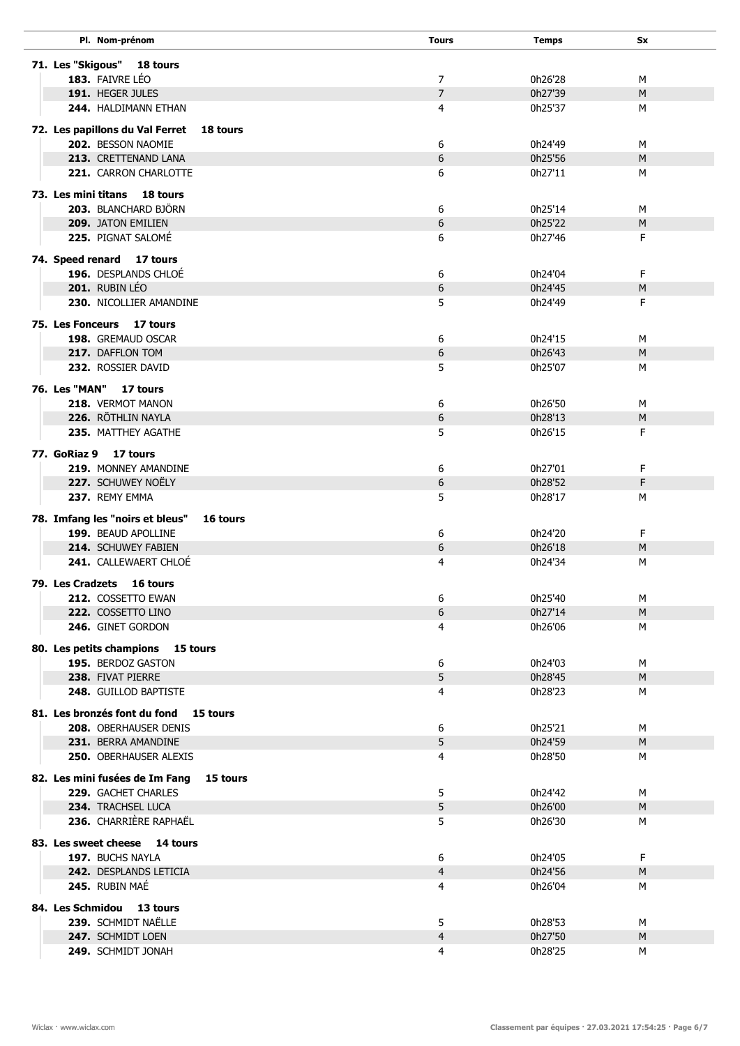| Pl. Nom-prénom | Tours | Temps | Sx |
|---|---|---|---|
| **71. Les "Skigous" 18 tours** | | | |
| **183.** FAIVRE LÉO | 7 | 0h26'28 | M |
| **191.** HEGER JULES | 7 | 0h27'39 | M |
| **244.** HALDIMANN ETHAN | 4 | 0h25'37 | M |
| **72. Les papillons du Val Ferret 18 tours** | | | |
| **202.** BESSON NAOMIE | 6 | 0h24'49 | M |
| **213.** CRETTENAND LANA | 6 | 0h25'56 | M |
| **221.** CARRON CHARLOTTE | 6 | 0h27'11 | M |
| **73. Les mini titans 18 tours** | | | |
| **203.** BLANCHARD BJÖRN | 6 | 0h25'14 | M |
| **209.** JATON EMILIEN | 6 | 0h25'22 | M |
| **225.** PIGNAT SALOMÉ | 6 | 0h27'46 | F |
| **74. Speed renard 17 tours** | | | |
| **196.** DESPLANDS CHLOÉ | 6 | 0h24'04 | F |
| **201.** RUBIN LÉO | 6 | 0h24'45 | M |
| **230.** NICOLLIER AMANDINE | 5 | 0h24'49 | F |
| **75. Les Fonceurs 17 tours** | | | |
| **198.** GREMAUD OSCAR | 6 | 0h24'15 | M |
| **217.** DAFFLON TOM | 6 | 0h26'43 | M |
| **232.** ROSSIER DAVID | 5 | 0h25'07 | M |
| **76. Les "MAN" 17 tours** | | | |
| **218.** VERMOT MANON | 6 | 0h26'50 | M |
| **226.** RÖTHLIN NAYLA | 6 | 0h28'13 | M |
| **235.** MATTHEY AGATHE | 5 | 0h26'15 | F |
| **77. GoRiaz 9 17 tours** | | | |
| **219.** MONNEY AMANDINE | 6 | 0h27'01 | F |
| **227.** SCHUWEY NOËLY | 6 | 0h28'52 | F |
| **237.** REMY EMMA | 5 | 0h28'17 | M |
| **78. Imfang les "noirs et bleus" 16 tours** | | | |
| **199.** BEAUD APOLLINE | 6 | 0h24'20 | F |
| **214.** SCHUWEY FABIEN | 6 | 0h26'18 | M |
| **241.** CALLEWAERT CHLOÉ | 4 | 0h24'34 | M |
| **79. Les Cradzets 16 tours** | | | |
| **212.** COSSETTO EWAN | 6 | 0h25'40 | M |
| **222.** COSSETTO LINO | 6 | 0h27'14 | M |
| **246.** GINET GORDON | 4 | 0h26'06 | M |
| **80. Les petits champions 15 tours** | | | |
| **195.** BERDOZ GASTON | 6 | 0h24'03 | M |
| **238.** FIVAT PIERRE | 5 | 0h28'45 | M |
| **248.** GUILLOD BAPTISTE | 4 | 0h28'23 | M |
| **81. Les bronzés font du fond 15 tours** | | | |
| **208.** OBERHAUSER DENIS | 6 | 0h25'21 | M |
| **231.** BERRA AMANDINE | 5 | 0h24'59 | M |
| **250.** OBERHAUSER ALEXIS | 4 | 0h28'50 | M |
| **82. Les mini fusées de Im Fang 15 tours** | | | |
| **229.** GACHET CHARLES | 5 | 0h24'42 | M |
| **234.** TRACHSEL LUCA | 5 | 0h26'00 | M |
| **236.** CHARRIÈRE RAPHAËL | 5 | 0h26'30 | M |
| **83. Les sweet cheese 14 tours** | | | |
| **197.** BUCHS NAYLA | 6 | 0h24'05 | F |
| **242.** DESPLANDS LETICIA | 4 | 0h24'56 | M |
| **245.** RUBIN MAÉ | 4 | 0h26'04 | M |
| **84. Les Schmidou 13 tours** | | | |
| **239.** SCHMIDT NAËLLE | 5 | 0h28'53 | M |
| **247.** SCHMIDT LOEN | 4 | 0h27'50 | M |
| **249.** SCHMIDT JONAH | 4 | 0h28'25 | M |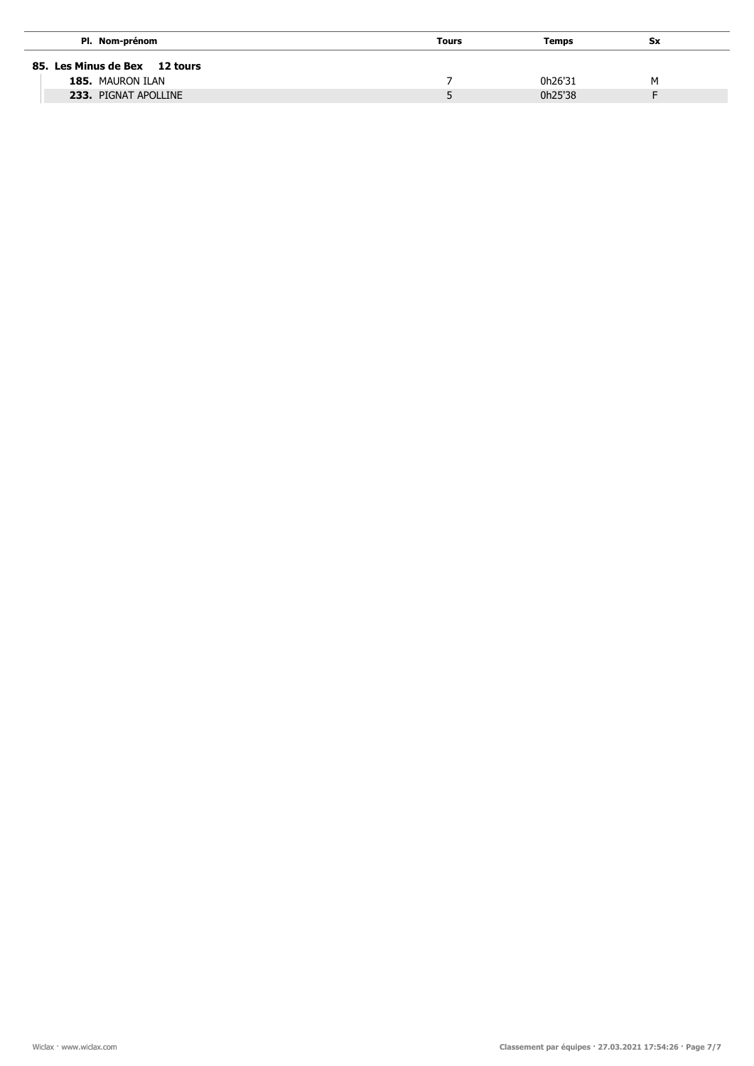| Pl. Nom-prénom | Tours | Temps | Sx |
| --- | --- | --- | --- |
| **85. Les Minus de Bex 12 tours** | | | |
| **185.** MAURON ILAN | 7 | 0h26'31 | M |
| **233.** PIGNAT APOLLINE | 5 | 0h25'38 | F |